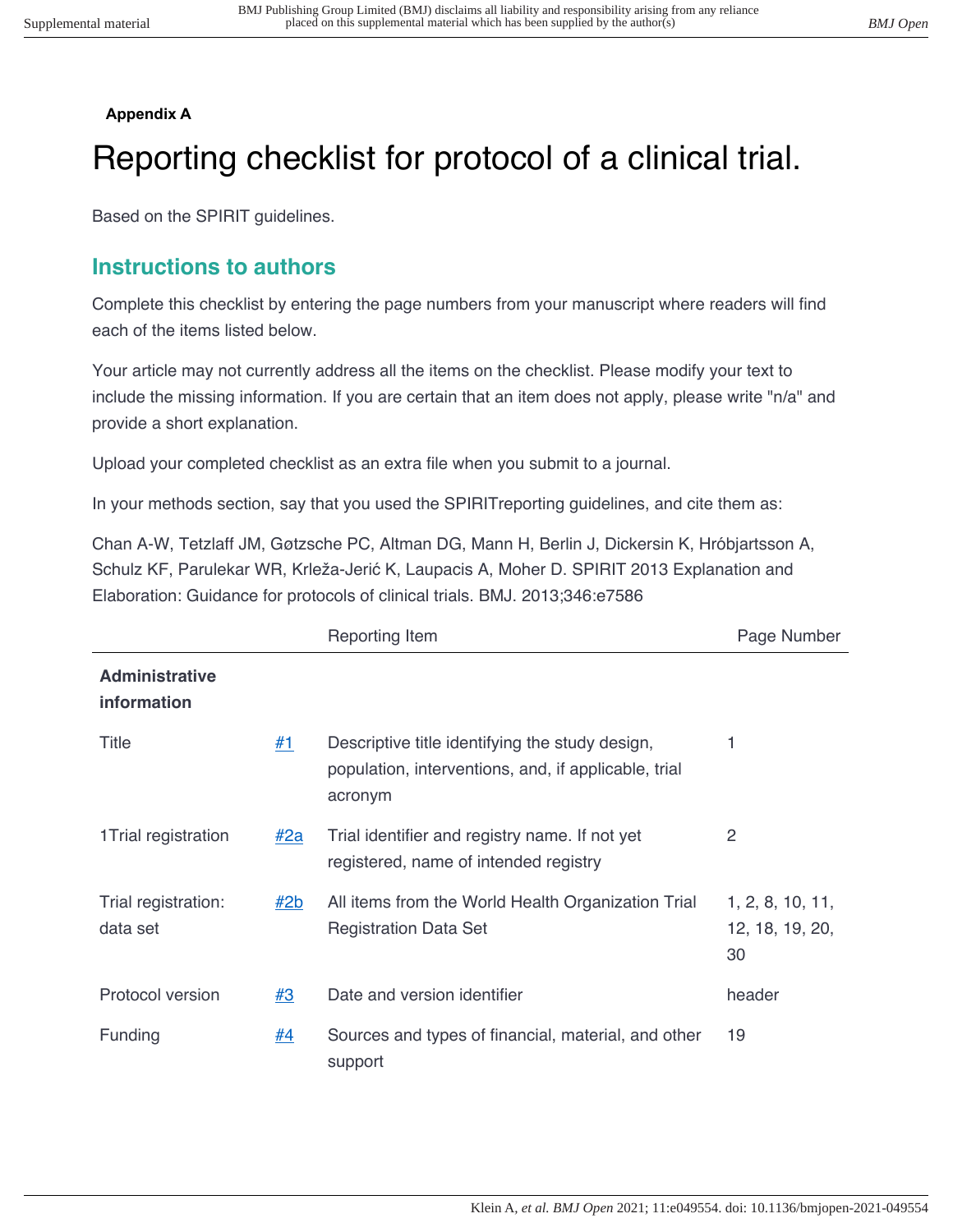**Appendix A**

# Reporting checklist for protocol of a clinical trial.

Based on the SPIRIT guidelines.

## Instructions to authors

Complete this checklist by entering the page numbers from your manuscript where readers will find each of the items listed below.

Your article may not currently address all the items on the checklist. Please modify your text to include the missing information. If you are certain that an item does not apply, please write "n/a" and provide a short explanation.

Upload your completed checklist as an extra file when you submit to a journal.

In your methods section, say that you used the SPIRITreporting guidelines, and cite them as:

Chan A-W, Tetzlaff JM, Gøtzsche PC, Altman DG, Mann H, Berlin J, Dickersin K, Hróbjartsson A, Schulz KF, Parulekar WR, Krleža-Jerić K, Laupacis A, Moher D. SPIRIT 2013 Explanation and Elaboration: Guidance for protocols of clinical trials. BMJ. 2013;346:e7586

| | | Reporting Item | Page Number |
|---|---|---|---|
| **Administrative information** | | | |
| Title | #1 | Descriptive title identifying the study design, population, interventions, and, if applicable, trial acronym | 1 |
| 1Trial registration | #2a | Trial identifier and registry name. If not yet registered, name of intended registry | 2 |
| Trial registration: data set | #2b | All items from the World Health Organization Trial Registration Data Set | 1, 2, 8, 10, 11, 12, 18, 19, 20, 30 |
| Protocol version | #3 | Date and version identifier | header |
| Funding | #4 | Sources and types of financial, material, and other support | 19 |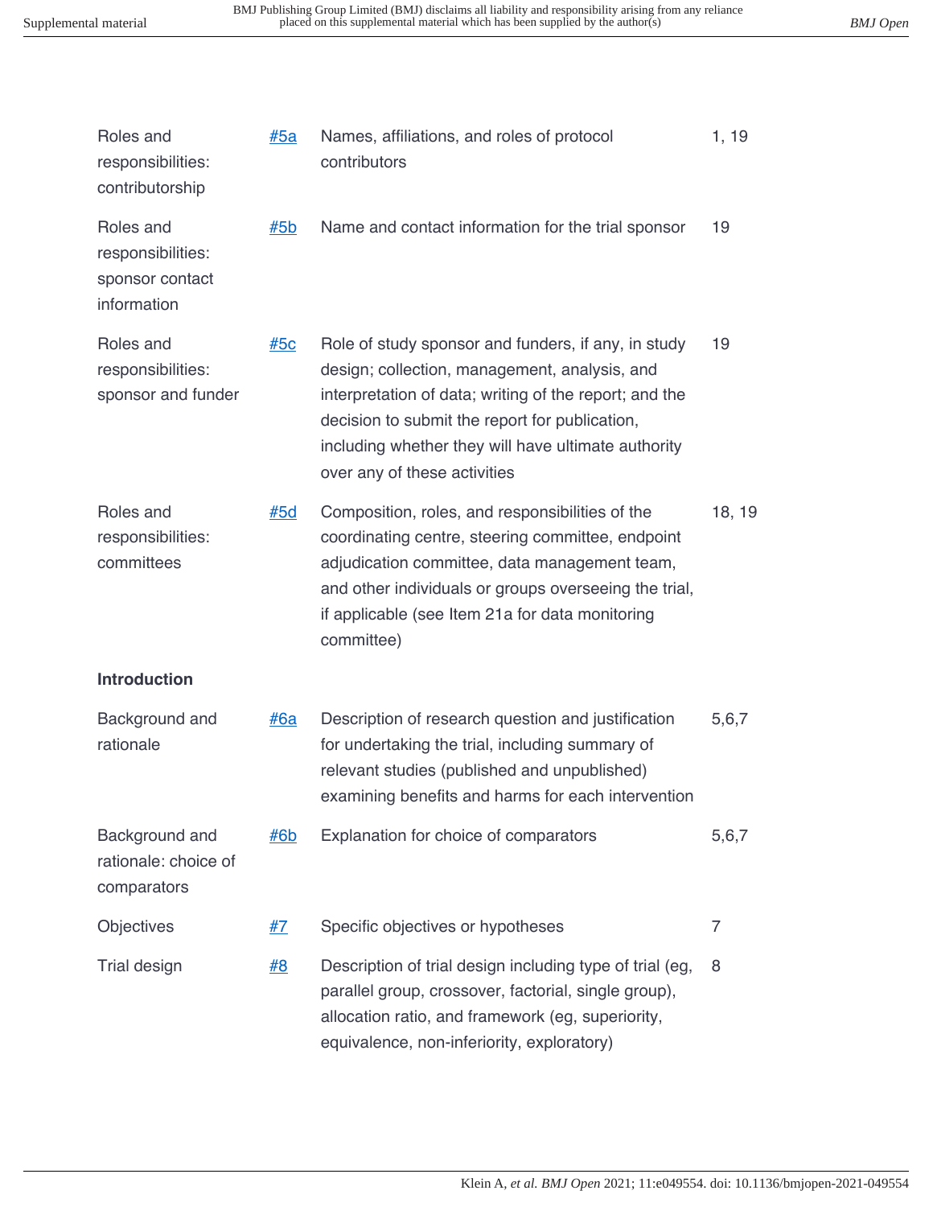| | | | |
|---|---|---|---|
| Roles and responsibilities: contributorship | #5a | Names, affiliations, and roles of protocol contributors | 1, 19 |
| Roles and responsibilities: sponsor contact information | #5b | Name and contact information for the trial sponsor | 19 |
| Roles and responsibilities: sponsor and funder | #5c | Role of study sponsor and funders, if any, in study design; collection, management, analysis, and interpretation of data; writing of the report; and the decision to submit the report for publication, including whether they will have ultimate authority over any of these activities | 19 |
| Roles and responsibilities: committees | #5d | Composition, roles, and responsibilities of the coordinating centre, steering committee, endpoint adjudication committee, data management team, and other individuals or groups overseeing the trial, if applicable (see Item 21a for data monitoring committee) | 18, 19 |
| **Introduction** | | | |
| Background and rationale | #6a | Description of research question and justification for undertaking the trial, including summary of relevant studies (published and unpublished) examining benefits and harms for each intervention | 5,6,7 |
| Background and rationale: choice of comparators | #6b | Explanation for choice of comparators | 5,6,7 |
| Objectives | #7 | Specific objectives or hypotheses | 7 |
| Trial design | #8 | Description of trial design including type of trial (eg, parallel group, crossover, factorial, single group), allocation ratio, and framework (eg, superiority, equivalence, non-inferiority, exploratory) | 8 |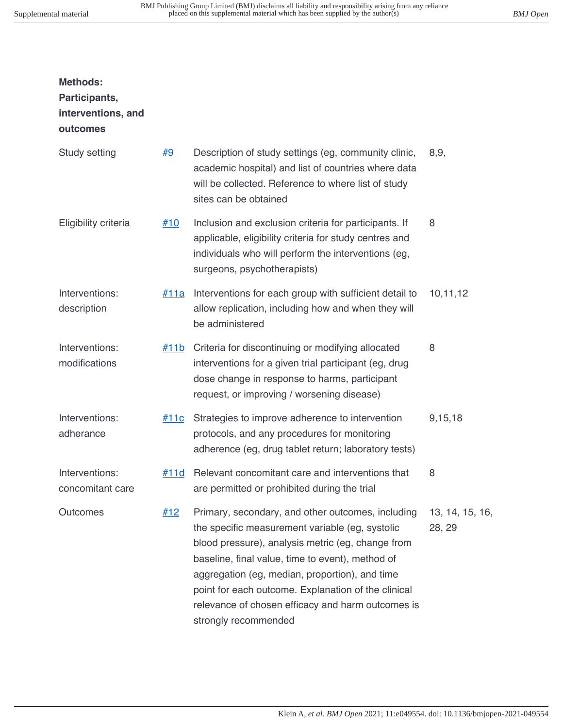| | | | |
|---|---|---|---|
| **Methods: Participants, interventions, and outcomes** | | | |
| Study setting | #9 | Description of study settings (eg, community clinic, academic hospital) and list of countries where data will be collected. Reference to where list of study sites can be obtained | 8,9, |
| Eligibility criteria | #10 | Inclusion and exclusion criteria for participants. If applicable, eligibility criteria for study centres and individuals who will perform the interventions (eg, surgeons, psychotherapists) | 8 |
| Interventions: description | #11a | Interventions for each group with sufficient detail to allow replication, including how and when they will be administered | 10,11,12 |
| Interventions: modifications | #11b | Criteria for discontinuing or modifying allocated interventions for a given trial participant (eg, drug dose change in response to harms, participant request, or improving / worsening disease) | 8 |
| Interventions: adherance | #11c | Strategies to improve adherence to intervention protocols, and any procedures for monitoring adherence (eg, drug tablet return; laboratory tests) | 9,15,18 |
| Interventions: concomitant care | #11d | Relevant concomitant care and interventions that are permitted or prohibited during the trial | 8 |
| Outcomes | #12 | Primary, secondary, and other outcomes, including the specific measurement variable (eg, systolic blood pressure), analysis metric (eg, change from baseline, final value, time to event), method of aggregation (eg, median, proportion), and time point for each outcome. Explanation of the clinical relevance of chosen efficacy and harm outcomes is strongly recommended | 13, 14, 15, 16, 28, 29 |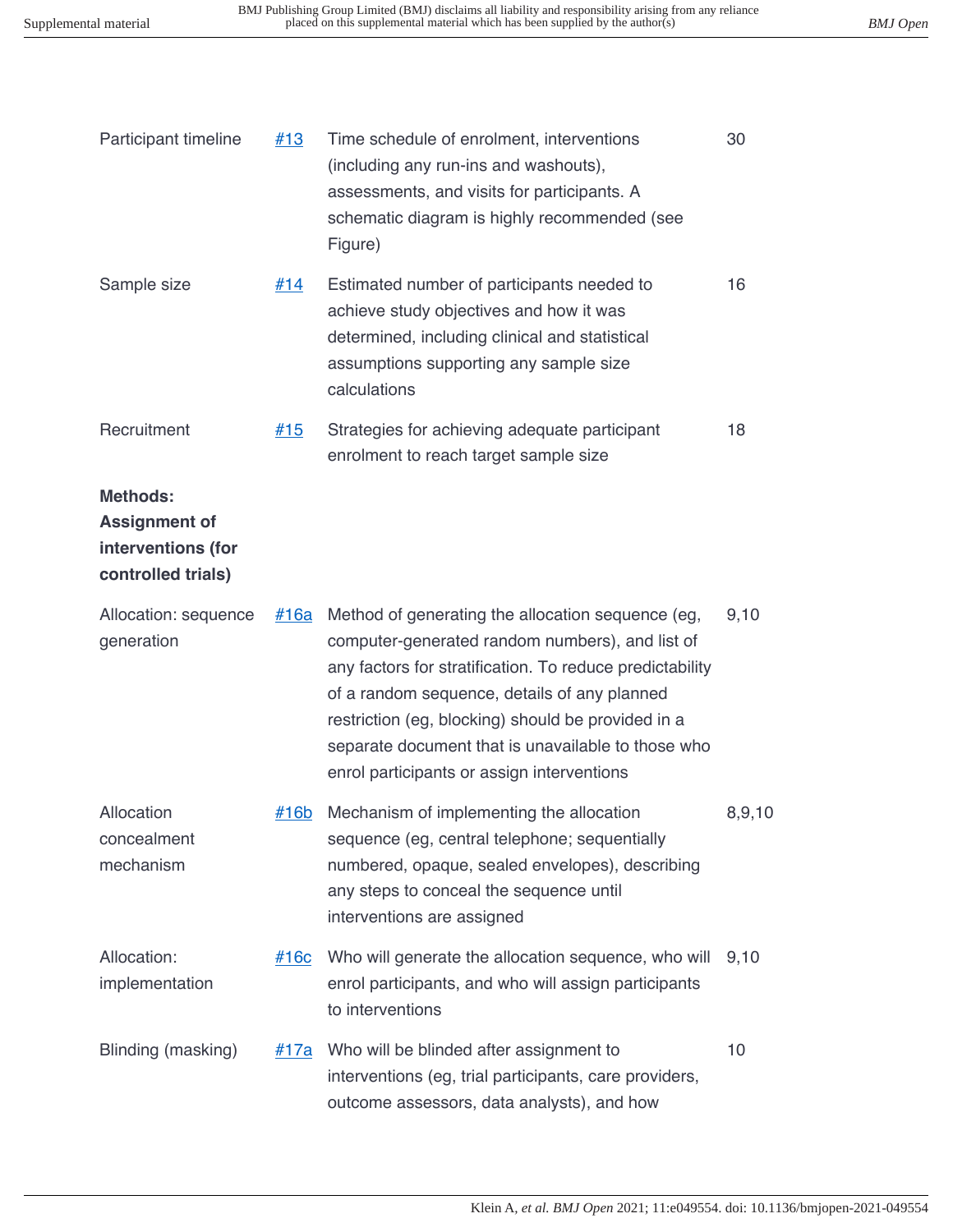| | | | |
|---|---|---|---|
| Participant timeline | #13 | Time schedule of enrolment, interventions (including any run-ins and washouts), assessments, and visits for participants. A schematic diagram is highly recommended (see Figure) | 30 |
| Sample size | #14 | Estimated number of participants needed to achieve study objectives and how it was determined, including clinical and statistical assumptions supporting any sample size calculations | 16 |
| Recruitment | #15 | Strategies for achieving adequate participant enrolment to reach target sample size | 18 |
| **Methods: Assignment of interventions (for controlled trials)** | | | |
| Allocation: sequence generation | #16a | Method of generating the allocation sequence (eg, computer-generated random numbers), and list of any factors for stratification. To reduce predictability of a random sequence, details of any planned restriction (eg, blocking) should be provided in a separate document that is unavailable to those who enrol participants or assign interventions | 9,10 |
| Allocation concealment mechanism | #16b | Mechanism of implementing the allocation sequence (eg, central telephone; sequentially numbered, opaque, sealed envelopes), describing any steps to conceal the sequence until interventions are assigned | 8,9,10 |
| Allocation: implementation | #16c | Who will generate the allocation sequence, who will enrol participants, and who will assign participants to interventions | 9,10 |
| Blinding (masking) | #17a | Who will be blinded after assignment to interventions (eg, trial participants, care providers, outcome assessors, data analysts), and how | 10 |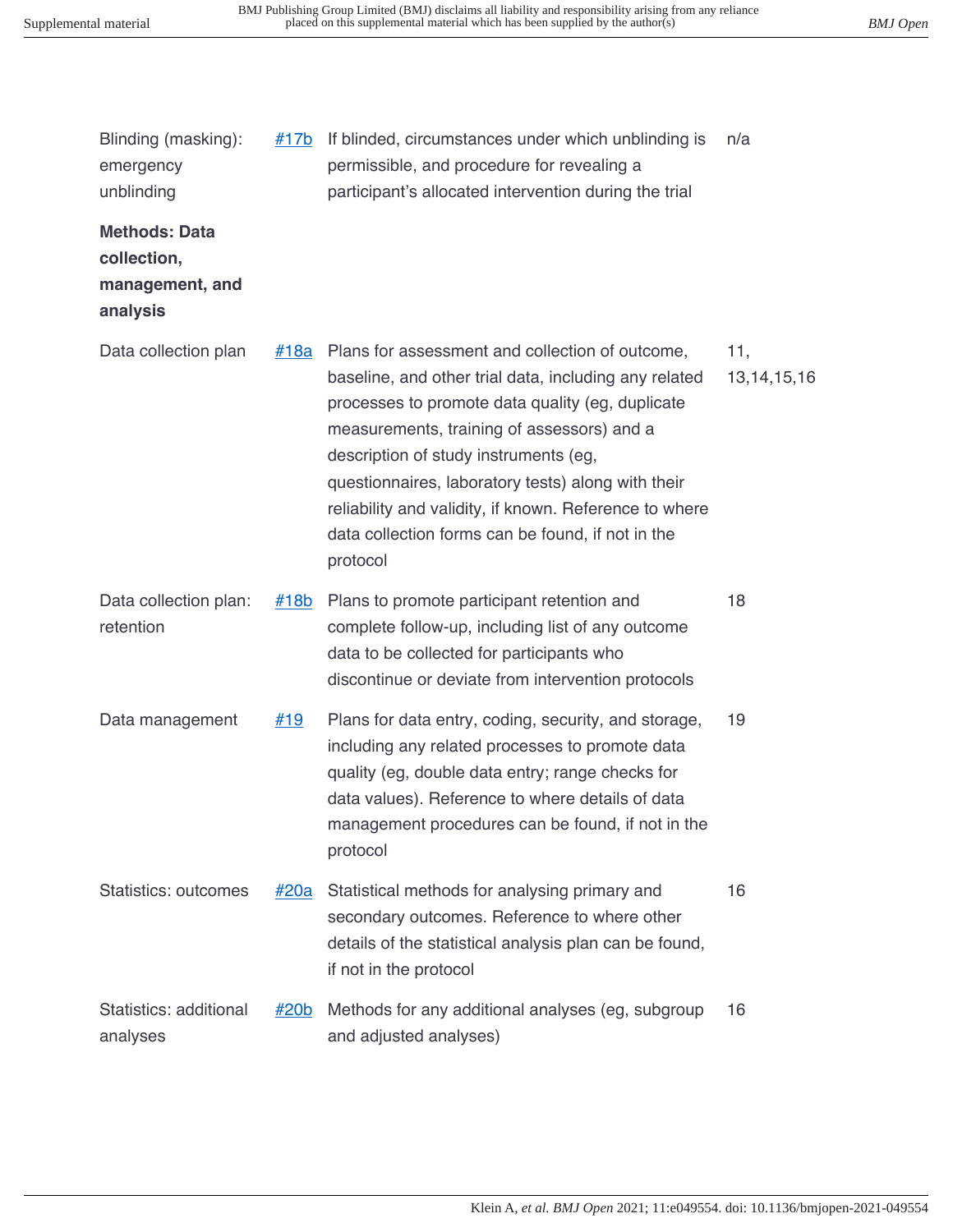| | | | |
|---|---|---|---|
| Blinding (masking): emergency unblinding | #17b | If blinded, circumstances under which unblinding is permissible, and procedure for revealing a participant's allocated intervention during the trial | n/a |
| **Methods: Data collection, management, and analysis** | | | |
| Data collection plan | #18a | Plans for assessment and collection of outcome, baseline, and other trial data, including any related processes to promote data quality (eg, duplicate measurements, training of assessors) and a description of study instruments (eg, questionnaires, laboratory tests) along with their reliability and validity, if known. Reference to where data collection forms can be found, if not in the protocol | 11, 13,14,15,16 |
| Data collection plan: retention | #18b | Plans to promote participant retention and complete follow-up, including list of any outcome data to be collected for participants who discontinue or deviate from intervention protocols | 18 |
| Data management | #19 | Plans for data entry, coding, security, and storage, including any related processes to promote data quality (eg, double data entry; range checks for data values). Reference to where details of data management procedures can be found, if not in the protocol | 19 |
| Statistics: outcomes | #20a | Statistical methods for analysing primary and secondary outcomes. Reference to where other details of the statistical analysis plan can be found, if not in the protocol | 16 |
| Statistics: additional analyses | #20b | Methods for any additional analyses (eg, subgroup and adjusted analyses) | 16 |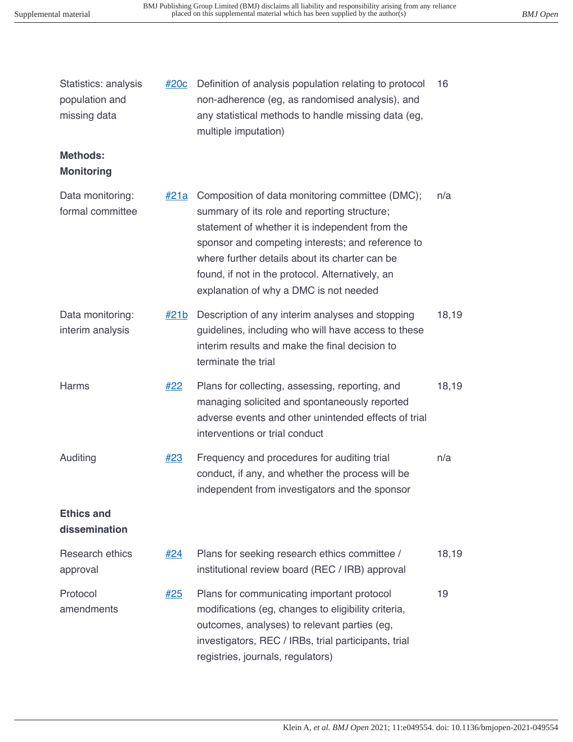| | | | |
|---|---|---|---|
| Statistics: analysis population and missing data | #20c | Definition of analysis population relating to protocol non-adherence (eg, as randomised analysis), and any statistical methods to handle missing data (eg, multiple imputation) | 16 |
| **Methods: Monitoring** | | | |
| Data monitoring: formal committee | #21a | Composition of data monitoring committee (DMC); summary of its role and reporting structure; statement of whether it is independent from the sponsor and competing interests; and reference to where further details about its charter can be found, if not in the protocol. Alternatively, an explanation of why a DMC is not needed | n/a |
| Data monitoring: interim analysis | #21b | Description of any interim analyses and stopping guidelines, including who will have access to these interim results and make the final decision to terminate the trial | 18,19 |
| Harms | #22 | Plans for collecting, assessing, reporting, and managing solicited and spontaneously reported adverse events and other unintended effects of trial interventions or trial conduct | 18,19 |
| Auditing | #23 | Frequency and procedures for auditing trial conduct, if any, and whether the process will be independent from investigators and the sponsor | n/a |
| **Ethics and dissemination** | | | |
| Research ethics approval | #24 | Plans for seeking research ethics committee / institutional review board (REC / IRB) approval | 18,19 |
| Protocol amendments | #25 | Plans for communicating important protocol modifications (eg, changes to eligibility criteria, outcomes, analyses) to relevant parties (eg, investigators, REC / IRBs, trial participants, trial registries, journals, regulators) | 19 |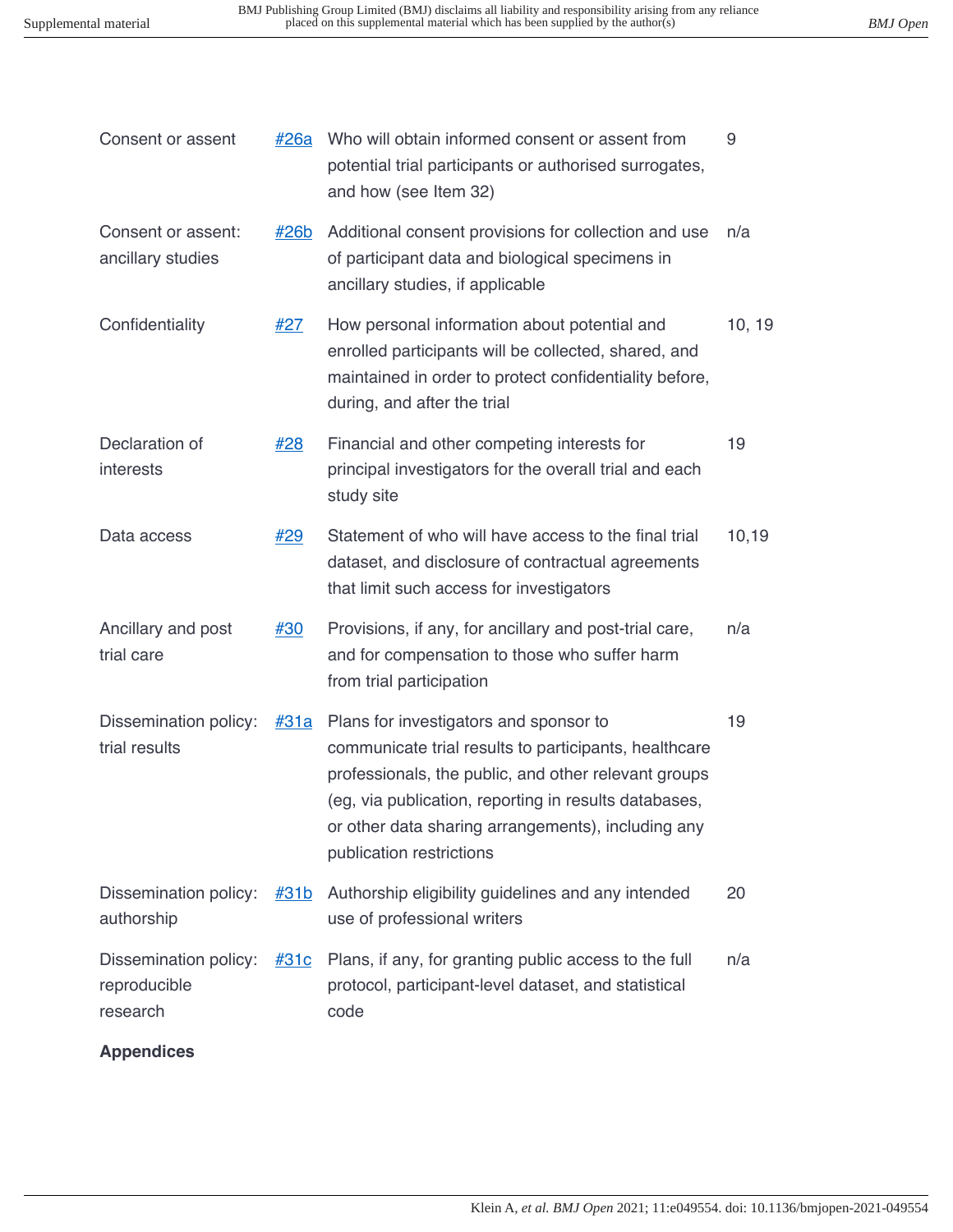| | | | |
|---|---|---|---|
| Consent or assent | #26a | Who will obtain informed consent or assent from potential trial participants or authorised surrogates, and how (see Item 32) | 9 |
| Consent or assent: ancillary studies | #26b | Additional consent provisions for collection and use of participant data and biological specimens in ancillary studies, if applicable | n/a |
| Confidentiality | #27 | How personal information about potential and enrolled participants will be collected, shared, and maintained in order to protect confidentiality before, during, and after the trial | 10, 19 |
| Declaration of interests | #28 | Financial and other competing interests for principal investigators for the overall trial and each study site | 19 |
| Data access | #29 | Statement of who will have access to the final trial dataset, and disclosure of contractual agreements that limit such access for investigators | 10,19 |
| Ancillary and post trial care | #30 | Provisions, if any, for ancillary and post-trial care, and for compensation to those who suffer harm from trial participation | n/a |
| Dissemination policy: trial results | #31a | Plans for investigators and sponsor to communicate trial results to participants, healthcare professionals, the public, and other relevant groups (eg, via publication, reporting in results databases, or other data sharing arrangements), including any publication restrictions | 19 |
| Dissemination policy: authorship | #31b | Authorship eligibility guidelines and any intended use of professional writers | 20 |
| Dissemination policy: reproducible research | #31c | Plans, if any, for granting public access to the full protocol, participant-level dataset, and statistical code | n/a |

**Appendices**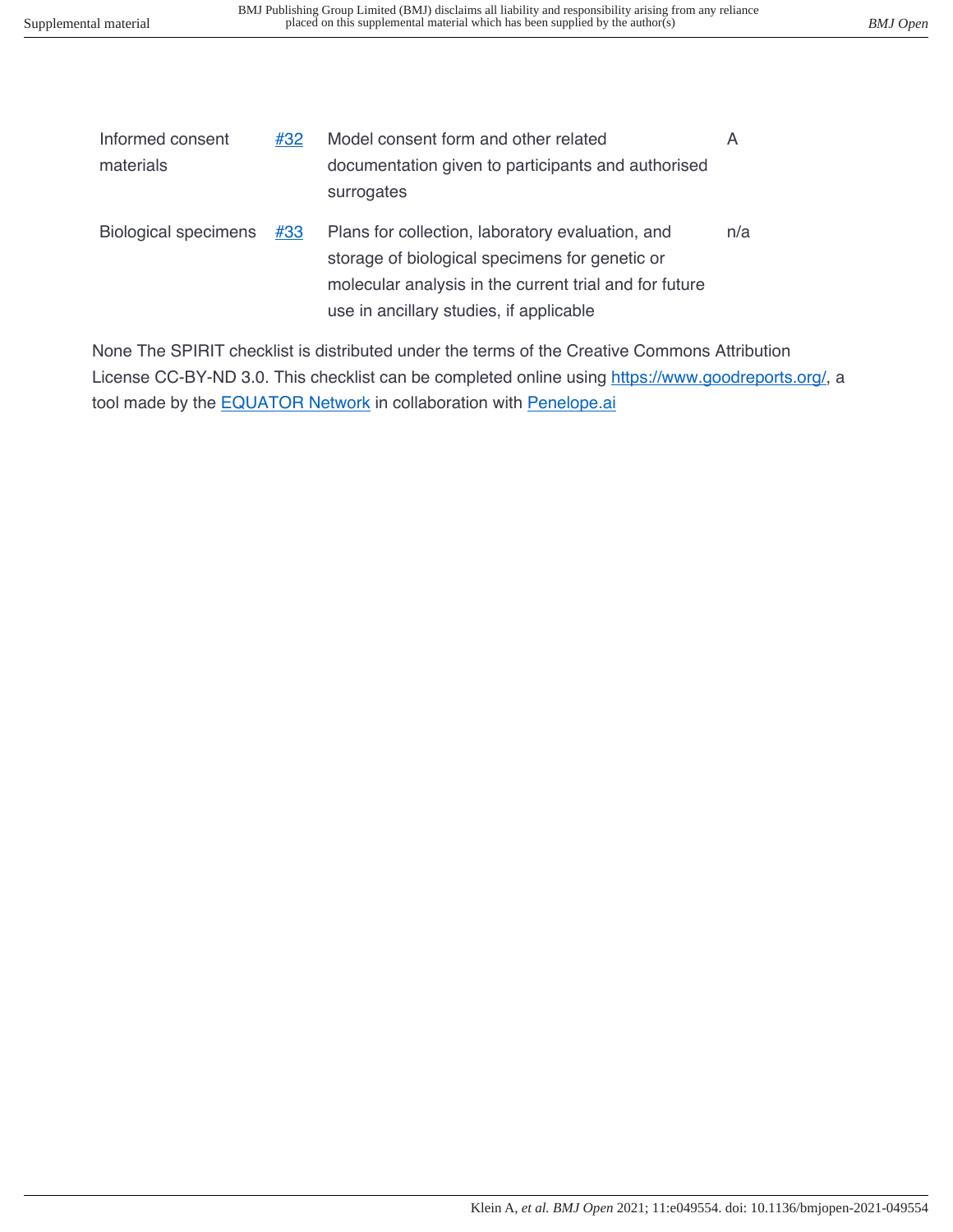| | | | |
|---|---|---|---|
| Informed consent materials | #32 | Model consent form and other related documentation given to participants and authorised surrogates | A |
| Biological specimens | #33 | Plans for collection, laboratory evaluation, and storage of biological specimens for genetic or molecular analysis in the current trial and for future use in ancillary studies, if applicable | n/a |

None The SPIRIT checklist is distributed under the terms of the Creative Commons Attribution License CC-BY-ND 3.0. This checklist can be completed online using https://www.goodreports.org/, a tool made by the EQUATOR Network in collaboration with Penelope.ai